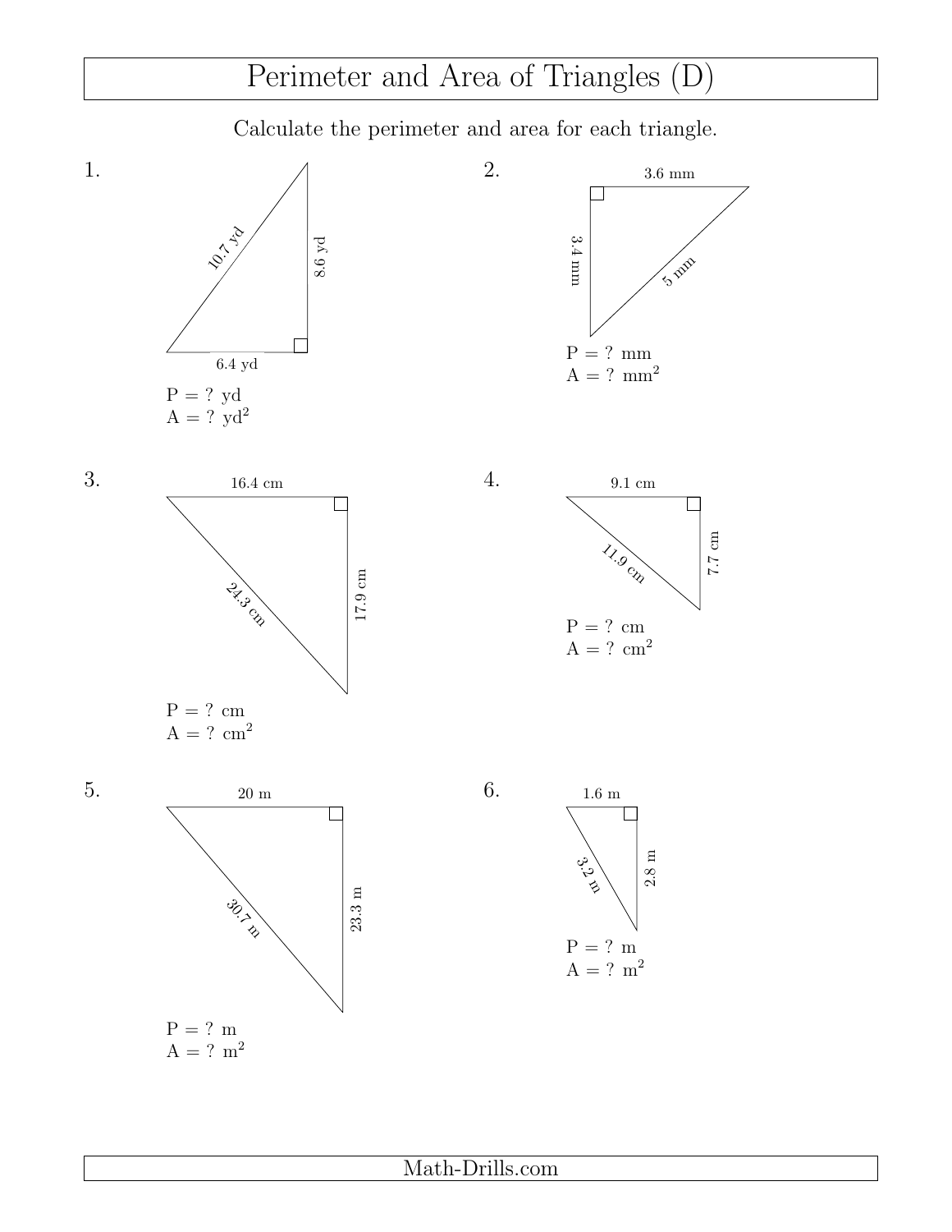# Perimeter and Area of Triangles (D)

Calculate the perimeter and area for each triangle.

1. Right triangle with sides 10.7 yd, 8.6 yd, 6.4 yd

P = ? yd
A = ? yd$^2$

2. Right triangle with sides 3.6 mm, 3.4 mm, 5 mm

P = ? mm
A = ? mm$^2$

3. Right triangle with sides 16.4 cm, 24.3 cm, 17.9 cm

P = ? cm
A = ? cm$^2$

4. Right triangle with sides 9.1 cm, 11.9 cm, 7.7 cm

P = ? cm
A = ? cm$^2$

5. Right triangle with sides 20 m, 30.7 m, 23.3 m

P = ? m
A = ? m$^2$

6. Right triangle with sides 1.6 m, 3.2 m, 2.8 m

P = ? m
A = ? m$^2$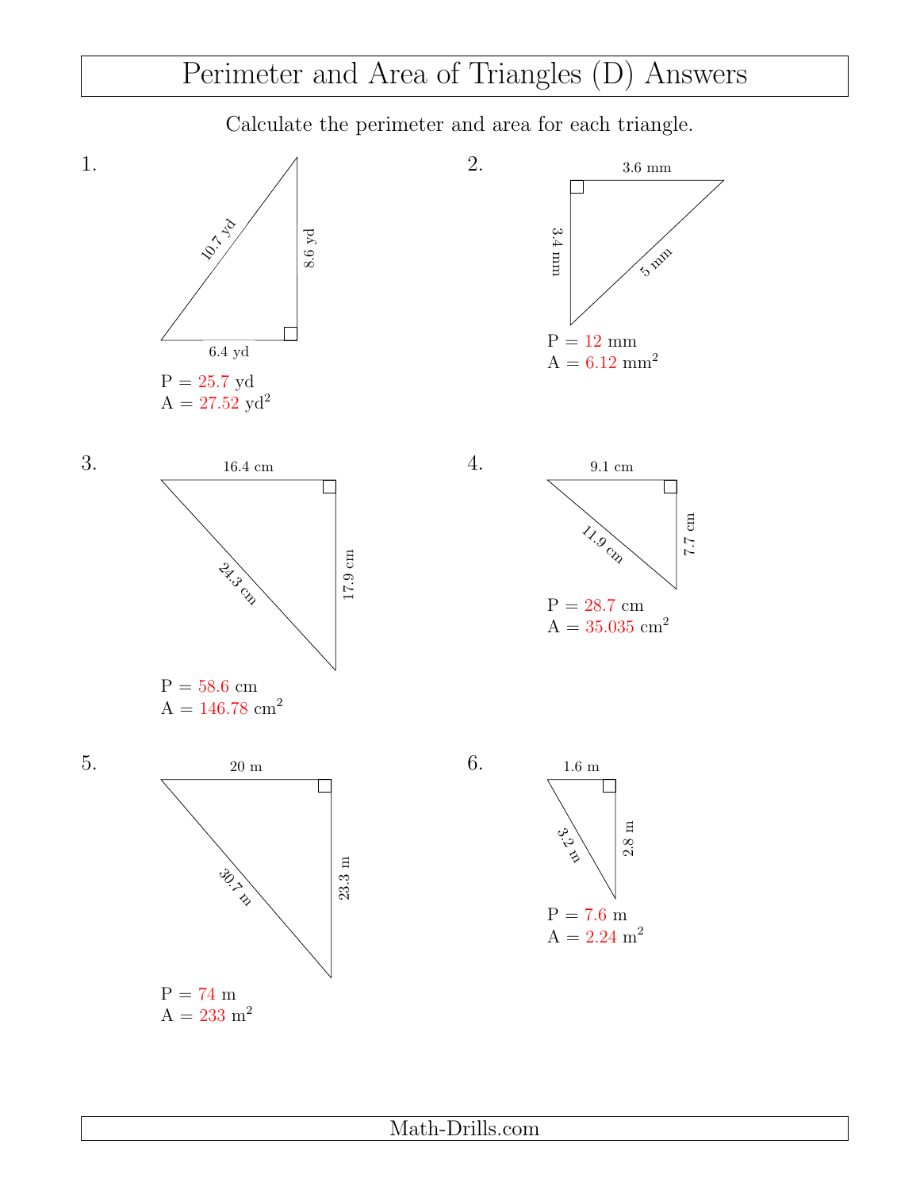# Perimeter and Area of Triangles (D) Answers

Calculate the perimeter and area for each triangle.

1.

10.7 yd

8.6 yd

6.4 yd

P = 25.7 yd
A = 27.52 yd$^2$

2.

3.6 mm

3.4 mm

5 mm

P = 12 mm
A = 6.12 mm$^2$

3.

16.4 cm

24.3 cm

17.9 cm

P = 58.6 cm
A = 146.78 cm$^2$

4.

9.1 cm

11.9 cm

7.7 cm

P = 28.7 cm
A = 35.035 cm$^2$

5.

20 m

30.7 m

23.3 m

P = 74 m
A = 233 m$^2$

6.

1.6 m

3.2 m

2.8 m

P = 7.6 m
A = 2.24 m$^2$